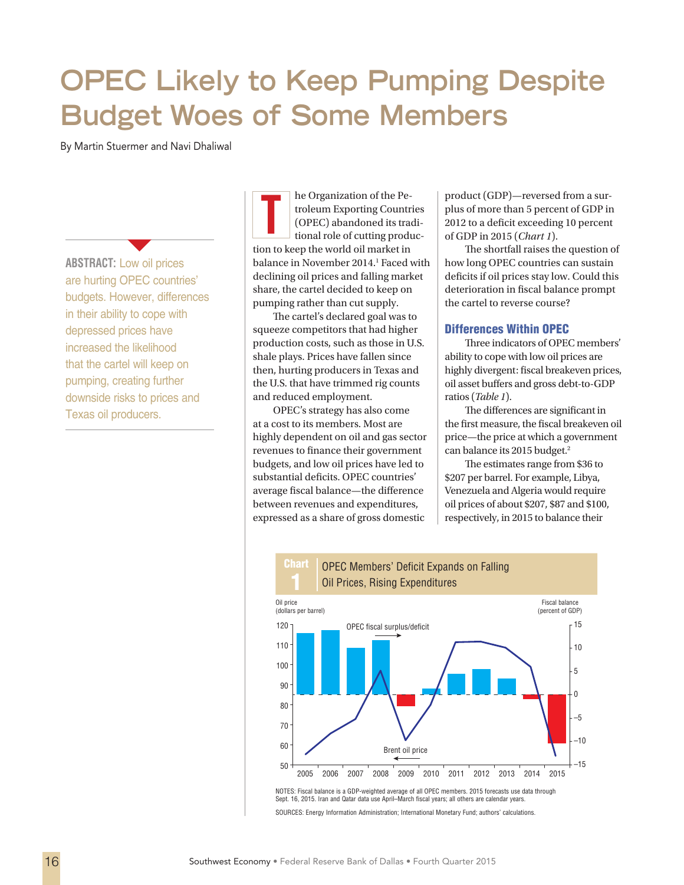# OPEC Likely to Keep Pumping Despite Budget Woes of Some Members

By Martin Stuermer and Navi Dhaliwal

**ABSTRACT:** Low oil prices are hurting OPEC countries' budgets. However, differences in their ability to cope with depressed prices have increased the likelihood that the cartel will keep on pumping, creating further downside risks to prices and Texas oil producers.

The Organization of the Petroleum Exporting Countries (OPEC) abandoned its traditional role of cutting production to keep the world oil market in balance in November 2014.[1] Faced with declining oil prices and falling market share, the cartel decided to keep on pumping rather than cut supply.

The cartel's declared goal was to squeeze competitors that had higher production costs, such as those in U.S. shale plays. Prices have fallen since then, hurting producers in Texas and the U.S. that have trimmed rig counts and reduced employment.

OPEC's strategy has also come at a cost to its members. Most are highly dependent on oil and gas sector revenues to finance their government budgets, and low oil prices have led to substantial deficits. OPEC countries' average fiscal balance—the difference between revenues and expenditures, expressed as a share of gross domestic product (GDP)—reversed from a surplus of more than 5 percent of GDP in 2012 to a deficit exceeding 10 percent of GDP in 2015 (*Chart 1*).

The shortfall raises the question of how long OPEC countries can sustain deficits if oil prices stay low. Could this deterioration in fiscal balance prompt the cartel to reverse course?

## Differences Within OPEC

Three indicators of OPEC members' ability to cope with low oil prices are highly divergent: fiscal breakeven prices, oil asset buffers and gross debt-to-GDP ratios (*Table 1*).

The differences are significant in the first measure, the fiscal breakeven oil price—the price at which a government can balance its 2015 budget.[2]

The estimates range from $36 to $207 per barrel. For example, Libya, Venezuela and Algeria would require oil prices of about $207, $87 and $100, respectively, in 2015 to balance their

**Chart 1** OPEC Members' Deficit Expands on Falling Oil Prices, Rising Expenditures

NOTES: Fiscal balance is a GDP-weighted average of all OPEC members. 2015 forecasts use data through Sept. 16, 2015. Iran and Qatar data use April–March fiscal years; all others are calendar years.

SOURCES: Energy Information Administration; International Monetary Fund; authors' calculations.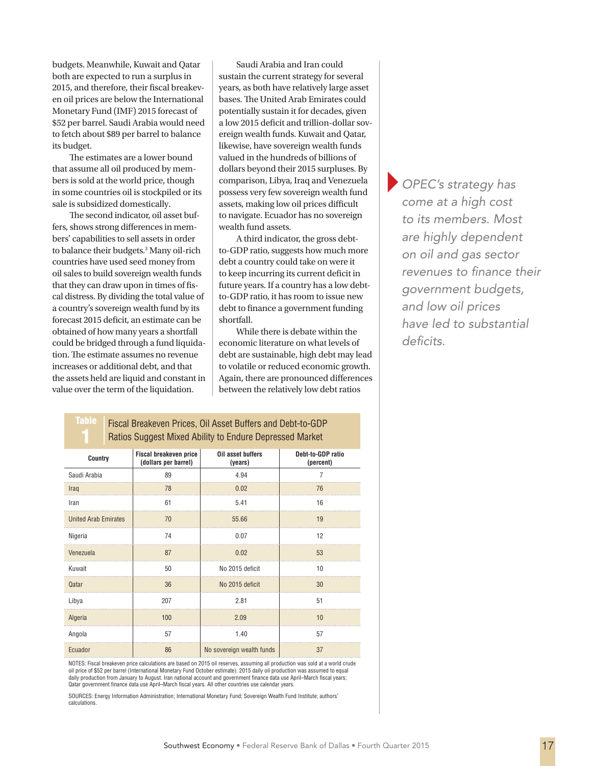budgets. Meanwhile, Kuwait and Qatar both are expected to run a surplus in 2015, and therefore, their fiscal breakeven oil prices are below the International Monetary Fund (IMF) 2015 forecast of $52 per barrel. Saudi Arabia would need to fetch about $89 per barrel to balance its budget.

The estimates are a lower bound that assume all oil produced by members is sold at the world price, though in some countries oil is stockpiled or its sale is subsidized domestically.

The second indicator, oil asset buffers, shows strong differences in members' capabilities to sell assets in order to balance their budgets.[3] Many oil-rich countries have used seed money from oil sales to build sovereign wealth funds that they can draw upon in times of fiscal distress. By dividing the total value of a country's sovereign wealth fund by its forecast 2015 deficit, an estimate can be obtained of how many years a shortfall could be bridged through a fund liquidation. The estimate assumes no revenue increases or additional debt, and that the assets held are liquid and constant in value over the term of the liquidation.

Saudi Arabia and Iran could sustain the current strategy for several years, as both have relatively large asset bases. The United Arab Emirates could potentially sustain it for decades, given a low 2015 deficit and trillion-dollar sovereign wealth funds. Kuwait and Qatar, likewise, have sovereign wealth funds valued in the hundreds of billions of dollars beyond their 2015 surpluses. By comparison, Libya, Iraq and Venezuela possess very few sovereign wealth fund assets, making low oil prices difficult to navigate. Ecuador has no sovereign wealth fund assets.

A third indicator, the gross debt-to-GDP ratio, suggests how much more debt a country could take on were it to keep incurring its current deficit in future years. If a country has a low debt-to-GDP ratio, it has room to issue new debt to finance a government funding shortfall.

While there is debate within the economic literature on what levels of debt are sustainable, high debt may lead to volatile or reduced economic growth. Again, there are pronounced differences between the relatively low debt ratios

*OPEC's strategy has come at a high cost to its members. Most are highly dependent on oil and gas sector revenues to finance their government budgets, and low oil prices have led to substantial deficits.*

**Table 1** Fiscal Breakeven Prices, Oil Asset Buffers and Debt-to-GDP Ratios Suggest Mixed Ability to Endure Depressed Market

| Country | Fiscal breakeven price (dollars per barrel) | Oil asset buffers (years) | Debt-to-GDP ratio (percent) |
|---|---|---|---|
| Saudi Arabia | 89 | 4.94 | 7 |
| Iraq | 78 | 0.02 | 76 |
| Iran | 61 | 5.41 | 16 |
| United Arab Emirates | 70 | 55.66 | 19 |
| Nigeria | 74 | 0.07 | 12 |
| Venezuela | 87 | 0.02 | 53 |
| Kuwait | 50 | No 2015 deficit | 10 |
| Qatar | 36 | No 2015 deficit | 30 |
| Libya | 207 | 2.81 | 51 |
| Algeria | 100 | 2.09 | 10 |
| Angola | 57 | 1.40 | 57 |
| Ecuador | 86 | No sovereign wealth funds | 37 |

NOTES: Fiscal breakeven price calculations are based on 2015 oil reserves, assuming all production was sold at a world crude oil price of $52 per barrel (International Monetary Fund October estimate). 2015 daily oil production was assumed to equal daily production from January to August. Iran national account and government finance data use April–March fiscal years; Qatar government finance data use April–March fiscal years. All other countries use calendar years.

SOURCES: Energy Information Administration; International Monetary Fund; Sovereign Wealth Fund Institute; authors' calculations.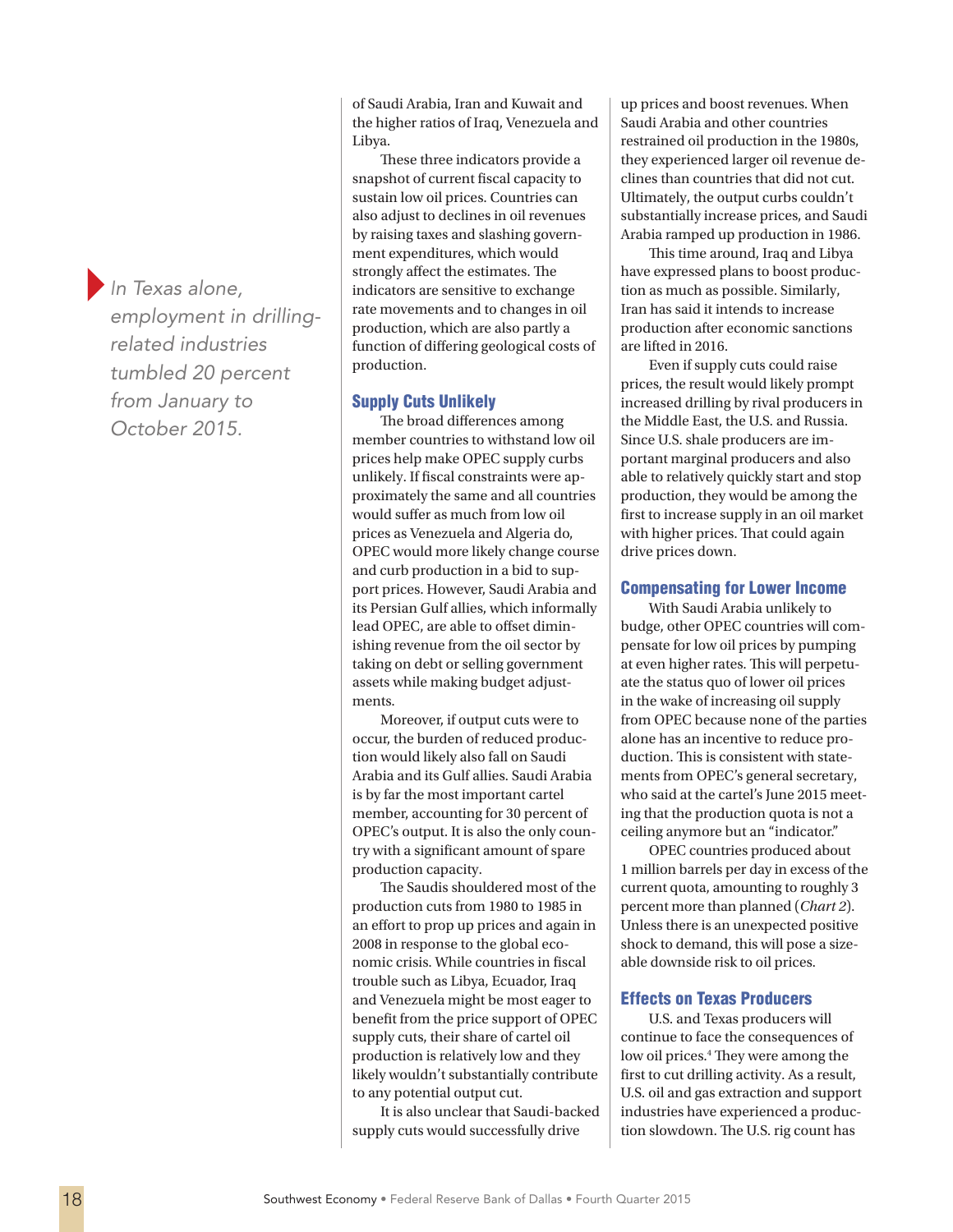> *In Texas alone, employment in drilling-related industries tumbled 20 percent from January to October 2015.*

of Saudi Arabia, Iran and Kuwait and the higher ratios of Iraq, Venezuela and Libya.

These three indicators provide a snapshot of current fiscal capacity to sustain low oil prices. Countries can also adjust to declines in oil revenues by raising taxes and slashing government expenditures, which would strongly affect the estimates. The indicators are sensitive to exchange rate movements and to changes in oil production, which are also partly a function of differing geological costs of production.

## Supply Cuts Unlikely

The broad differences among member countries to withstand low oil prices help make OPEC supply curbs unlikely. If fiscal constraints were approximately the same and all countries would suffer as much from low oil prices as Venezuela and Algeria do, OPEC would more likely change course and curb production in a bid to support prices. However, Saudi Arabia and its Persian Gulf allies, which informally lead OPEC, are able to offset diminishing revenue from the oil sector by taking on debt or selling government assets while making budget adjustments.

Moreover, if output cuts were to occur, the burden of reduced production would likely also fall on Saudi Arabia and its Gulf allies. Saudi Arabia is by far the most important cartel member, accounting for 30 percent of OPEC's output. It is also the only country with a significant amount of spare production capacity.

The Saudis shouldered most of the production cuts from 1980 to 1985 in an effort to prop up prices and again in 2008 in response to the global economic crisis. While countries in fiscal trouble such as Libya, Ecuador, Iraq and Venezuela might be most eager to benefit from the price support of OPEC supply cuts, their share of cartel oil production is relatively low and they likely wouldn't substantially contribute to any potential output cut.

It is also unclear that Saudi-backed supply cuts would successfully drive up prices and boost revenues. When Saudi Arabia and other countries restrained oil production in the 1980s, they experienced larger oil revenue declines than countries that did not cut. Ultimately, the output curbs couldn't substantially increase prices, and Saudi Arabia ramped up production in 1986.

This time around, Iraq and Libya have expressed plans to boost production as much as possible. Similarly, Iran has said it intends to increase production after economic sanctions are lifted in 2016.

Even if supply cuts could raise prices, the result would likely prompt increased drilling by rival producers in the Middle East, the U.S. and Russia. Since U.S. shale producers are important marginal producers and also able to relatively quickly start and stop production, they would be among the first to increase supply in an oil market with higher prices. That could again drive prices down.

## Compensating for Lower Income

With Saudi Arabia unlikely to budge, other OPEC countries will compensate for low oil prices by pumping at even higher rates. This will perpetuate the status quo of lower oil prices in the wake of increasing oil supply from OPEC because none of the parties alone has an incentive to reduce production. This is consistent with statements from OPEC's general secretary, who said at the cartel's June 2015 meeting that the production quota is not a ceiling anymore but an "indicator."

OPEC countries produced about 1 million barrels per day in excess of the current quota, amounting to roughly 3 percent more than planned (*Chart 2*). Unless there is an unexpected positive shock to demand, this will pose a sizeable downside risk to oil prices.

## Effects on Texas Producers

U.S. and Texas producers will continue to face the consequences of low oil prices.[4] They were among the first to cut drilling activity. As a result, U.S. oil and gas extraction and support industries have experienced a production slowdown. The U.S. rig count has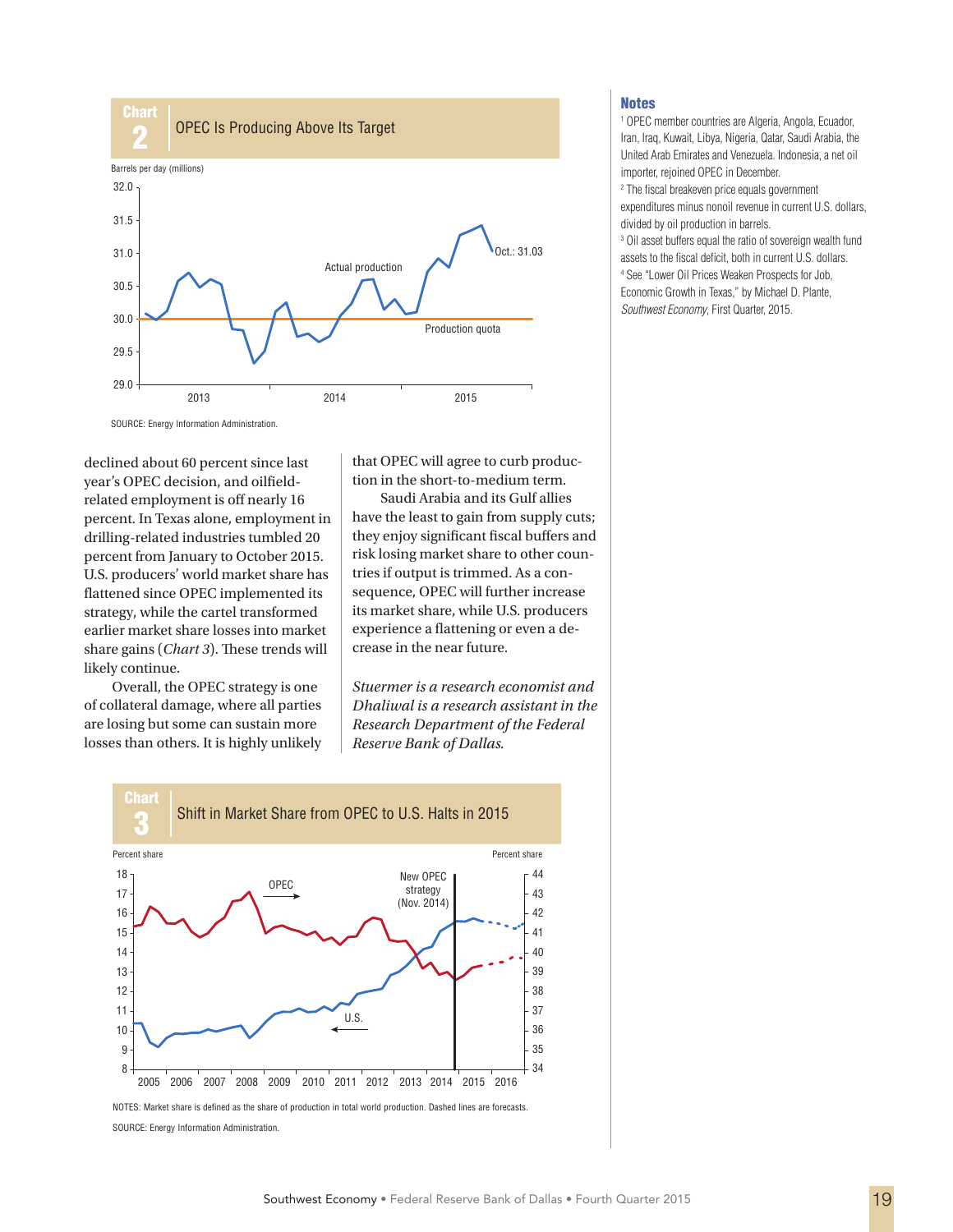**Chart 2** OPEC Is Producing Above Its Target

Barrels per day (millions)

32.0
31.5
31.0
30.5
30.0
29.5
29.0

2013
2014
2015

Actual production

Oct.: 31.03

Production quota

SOURCE: Energy Information Administration.

declined about 60 percent since last year's OPEC decision, and oilfield-related employment is off nearly 16 percent. In Texas alone, employment in drilling-related industries tumbled 20 percent from January to October 2015. U.S. producers' world market share has flattened since OPEC implemented its strategy, while the cartel transformed earlier market share losses into market share gains (*Chart 3*). These trends will likely continue.

Overall, the OPEC strategy is one of collateral damage, where all parties are losing but some can sustain more losses than others. It is highly unlikely that OPEC will agree to curb production in the short-to-medium term.

Saudi Arabia and its Gulf allies have the least to gain from supply cuts; they enjoy significant fiscal buffers and risk losing market share to other countries if output is trimmed. As a consequence, OPEC will further increase its market share, while U.S. producers experience a flattening or even a decrease in the near future.

*Stuermer is a research economist and Dhaliwal is a research assistant in the Research Department of the Federal Reserve Bank of Dallas.*

**Chart 3** Shift in Market Share from OPEC to U.S. Halts in 2015

Percent share

18
17
16
15
14
13
12
11
10
9
8

Percent share

44
43
42
41
40
39
38
37
36
35
34

2005 2006 2007 2008 2009 2010 2011 2012 2013 2014 2015 2016

OPEC

U.S.

New OPEC strategy (Nov. 2014)

NOTES: Market share is defined as the share of production in total world production. Dashed lines are forecasts.

SOURCE: Energy Information Administration.

## Notes

[1] OPEC member countries are Algeria, Angola, Ecuador, Iran, Iraq, Kuwait, Libya, Nigeria, Qatar, Saudi Arabia, the United Arab Emirates and Venezuela. Indonesia, a net oil importer, rejoined OPEC in December.

[2] The fiscal breakeven price equals government expenditures minus nonoil revenue in current U.S. dollars, divided by oil production in barrels.

[3] Oil asset buffers equal the ratio of sovereign wealth fund assets to the fiscal deficit, both in current U.S. dollars.

[4] See "Lower Oil Prices Weaken Prospects for Job, Economic Growth in Texas," by Michael D. Plante, *Southwest Economy*, First Quarter, 2015.